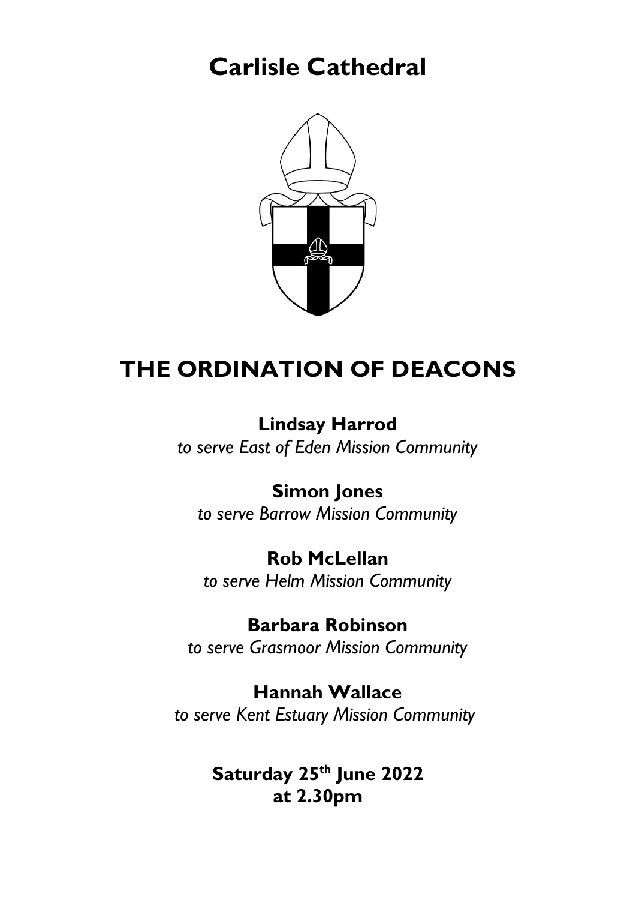# Carlisle Cathedral

## THE ORDINATION OF DEACONS

**Lindsay Harrod**
*to serve East of Eden Mission Community*

**Simon Jones**
*to serve Barrow Mission Community*

**Rob McLellan**
*to serve Helm Mission Community*

**Barbara Robinson**
*to serve Grasmoor Mission Community*

**Hannah Wallace**
*to serve Kent Estuary Mission Community*

**Saturday 25th June 2022**
**at 2.30pm**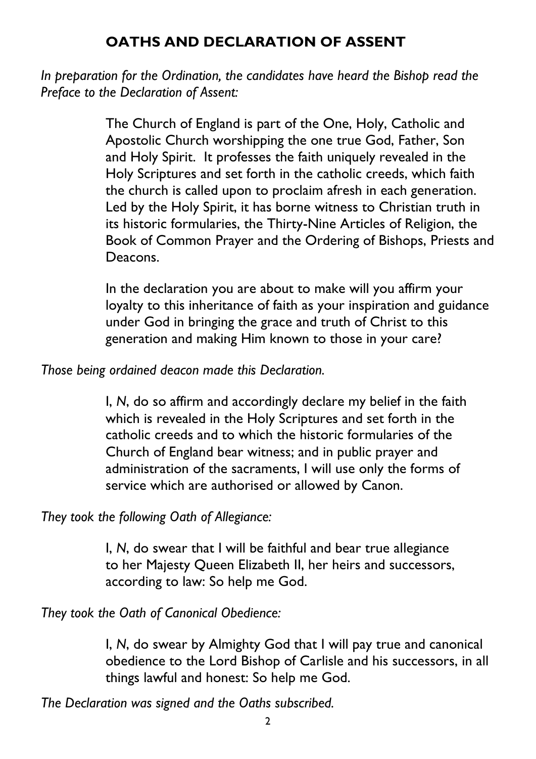## OATHS AND DECLARATION OF ASSENT

*In preparation for the Ordination, the candidates have heard the Bishop read the Preface to the Declaration of Assent:*

> The Church of England is part of the One, Holy, Catholic and Apostolic Church worshipping the one true God, Father, Son and Holy Spirit. It professes the faith uniquely revealed in the Holy Scriptures and set forth in the catholic creeds, which faith the church is called upon to proclaim afresh in each generation. Led by the Holy Spirit, it has borne witness to Christian truth in its historic formularies, the Thirty-Nine Articles of Religion, the Book of Common Prayer and the Ordering of Bishops, Priests and Deacons.
>
> In the declaration you are about to make will you affirm your loyalty to this inheritance of faith as your inspiration and guidance under God in bringing the grace and truth of Christ to this generation and making Him known to those in your care?

*Those being ordained deacon made this Declaration.*

> I, *N*, do so affirm and accordingly declare my belief in the faith which is revealed in the Holy Scriptures and set forth in the catholic creeds and to which the historic formularies of the Church of England bear witness; and in public prayer and administration of the sacraments, I will use only the forms of service which are authorised or allowed by Canon.

*They took the following Oath of Allegiance:*

> I, *N*, do swear that I will be faithful and bear true allegiance to her Majesty Queen Elizabeth II, her heirs and successors, according to law: So help me God.

*They took the Oath of Canonical Obedience:*

> I, *N*, do swear by Almighty God that I will pay true and canonical obedience to the Lord Bishop of Carlisle and his successors, in all things lawful and honest: So help me God.

*The Declaration was signed and the Oaths subscribed.*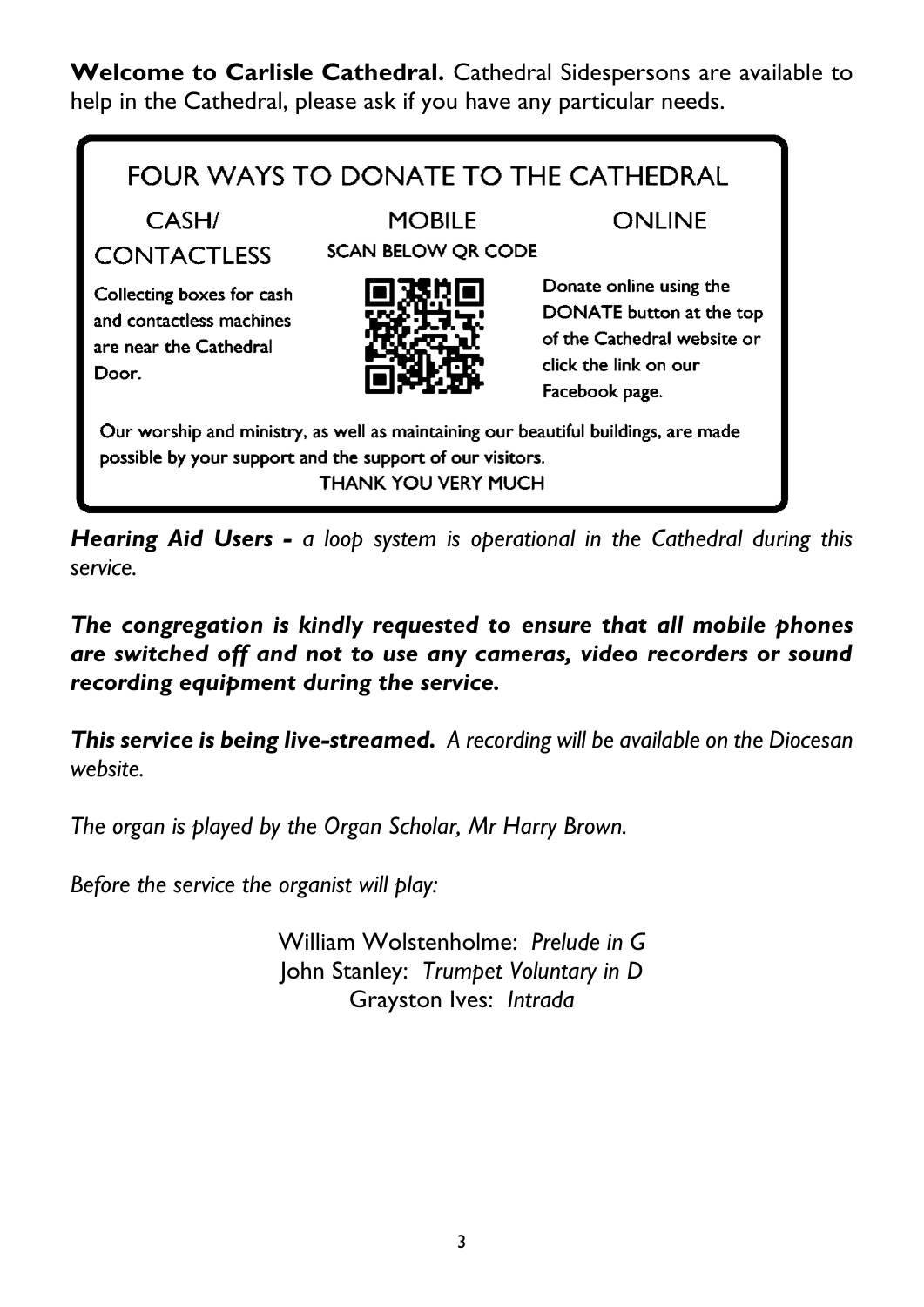**Welcome to Carlisle Cathedral.** Cathedral Sidespersons are available to help in the Cathedral, please ask if you have any particular needs.

FOUR WAYS TO DONATE TO THE CATHEDRAL

| CASH/ CONTACTLESS | MOBILE | ONLINE |
| --- | --- | --- |
| Collecting boxes for cash and contactless machines are near the Cathedral Door. | SCAN BELOW QR CODE | Donate online using the DONATE button at the top of the Cathedral website or click the link on our Facebook page. |

Our worship and ministry, as well as maintaining our beautiful buildings, are made possible by your support and the support of our visitors.

THANK YOU VERY MUCH

***Hearing Aid Users -*** *a loop system is operational in the Cathedral during this service.*

***The congregation is kindly requested to ensure that all mobile phones are switched off and not to use any cameras, video recorders or sound recording equipment during the service.***

***This service is being live-streamed.*** *A recording will be available on the Diocesan website.*

*The organ is played by the Organ Scholar, Mr Harry Brown.*

*Before the service the organist will play:*

William Wolstenholme: *Prelude in G*
John Stanley: *Trumpet Voluntary in D*
Grayston Ives: *Intrada*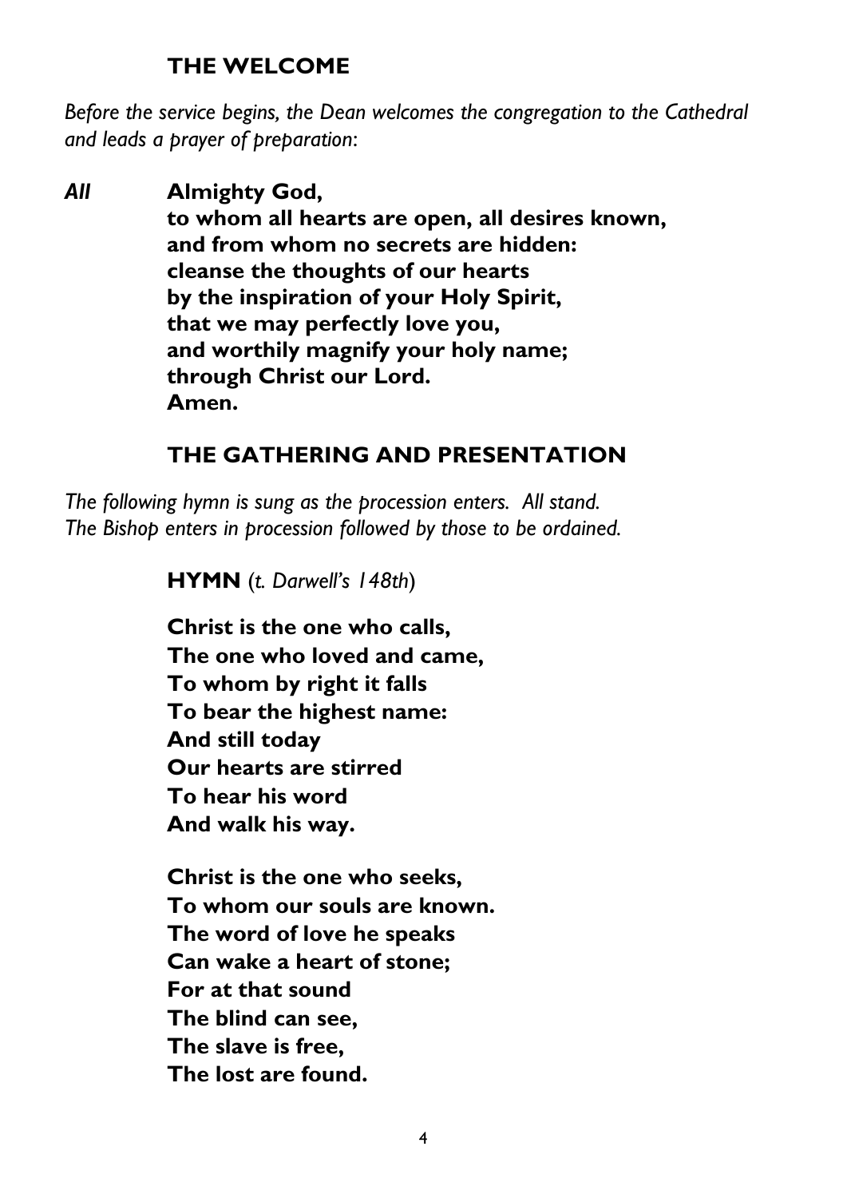## THE WELCOME

*Before the service begins, the Dean welcomes the congregation to the Cathedral and leads a prayer of preparation:*

***All*** **Almighty God,**
**to whom all hearts are open, all desires known,**
**and from whom no secrets are hidden:**
**cleanse the thoughts of our hearts**
**by the inspiration of your Holy Spirit,**
**that we may perfectly love you,**
**and worthily magnify your holy name;**
**through Christ our Lord.**
**Amen.**

## THE GATHERING AND PRESENTATION

*The following hymn is sung as the procession enters. All stand.*
*The Bishop enters in procession followed by those to be ordained.*

**HYMN** (*t. Darwell's 148th*)

**Christ is the one who calls,**
**The one who loved and came,**
**To whom by right it falls**
**To bear the highest name:**
**And still today**
**Our hearts are stirred**
**To hear his word**
**And walk his way.**

**Christ is the one who seeks,**
**To whom our souls are known.**
**The word of love he speaks**
**Can wake a heart of stone;**
**For at that sound**
**The blind can see,**
**The slave is free,**
**The lost are found.**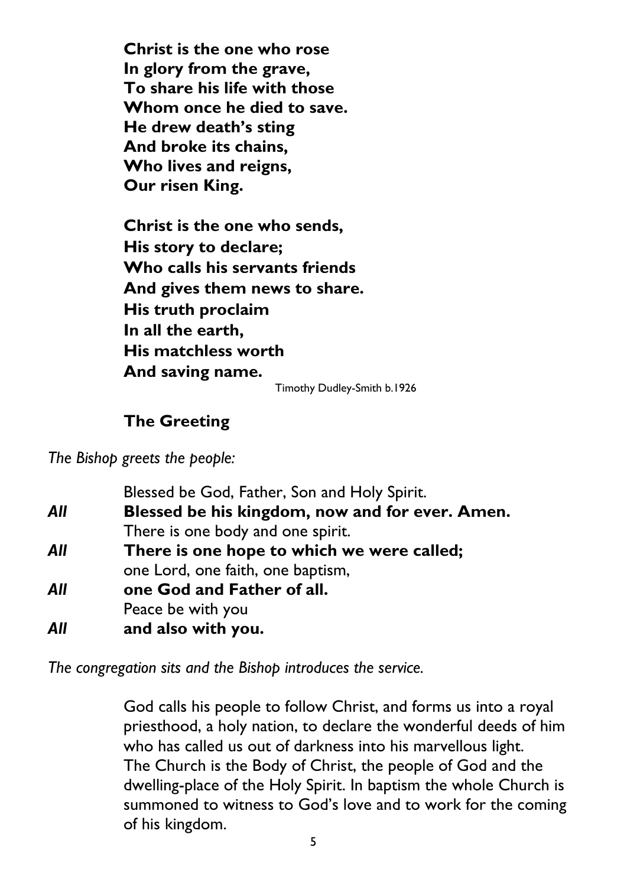**Christ is the one who rose**
**In glory from the grave,**
**To share his life with those**
**Whom once he died to save.**
**He drew death's sting**
**And broke its chains,**
**Who lives and reigns,**
**Our risen King.**

**Christ is the one who sends,**
**His story to declare;**
**Who calls his servants friends**
**And gives them news to share.**
**His truth proclaim**
**In all the earth,**
**His matchless worth**
**And saving name.**

Timothy Dudley-Smith b.1926

## The Greeting

*The Bishop greets the people:*

Blessed be God, Father, Son and Holy Spirit.
***All*** **Blessed be his kingdom, now and for ever. Amen.**
There is one body and one spirit.
***All*** **There is one hope to which we were called;**
one Lord, one faith, one baptism,
***All*** **one God and Father of all.**
Peace be with you
***All*** **and also with you.**

*The congregation sits and the Bishop introduces the service.*

God calls his people to follow Christ, and forms us into a royal priesthood, a holy nation, to declare the wonderful deeds of him who has called us out of darkness into his marvellous light. The Church is the Body of Christ, the people of God and the dwelling-place of the Holy Spirit. In baptism the whole Church is summoned to witness to God's love and to work for the coming of his kingdom.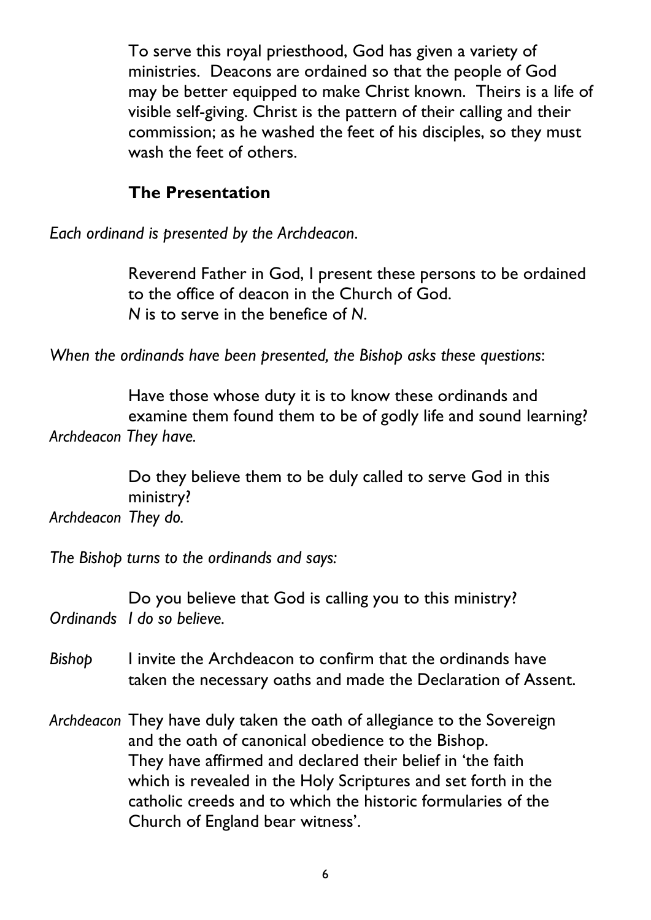To serve this royal priesthood, God has given a variety of ministries. Deacons are ordained so that the people of God may be better equipped to make Christ known. Theirs is a life of visible self-giving. Christ is the pattern of their calling and their commission; as he washed the feet of his disciples, so they must wash the feet of others.

## The Presentation

*Each ordinand is presented by the Archdeacon.*

Reverend Father in God, I present these persons to be ordained to the office of deacon in the Church of God.
*N* is to serve in the benefice of *N*.

*When the ordinands have been presented, the Bishop asks these questions:*

Have those whose duty it is to know these ordinands and examine them found them to be of godly life and sound learning?
*Archdeacon They have.*

Do they believe them to be duly called to serve God in this ministry?
*Archdeacon They do.*

*The Bishop turns to the ordinands and says:*

Do you believe that God is calling you to this ministry?
*Ordinands I do so believe.*

*Bishop* I invite the Archdeacon to confirm that the ordinands have taken the necessary oaths and made the Declaration of Assent.

*Archdeacon* They have duly taken the oath of allegiance to the Sovereign and the oath of canonical obedience to the Bishop.
They have affirmed and declared their belief in 'the faith which is revealed in the Holy Scriptures and set forth in the catholic creeds and to which the historic formularies of the Church of England bear witness'.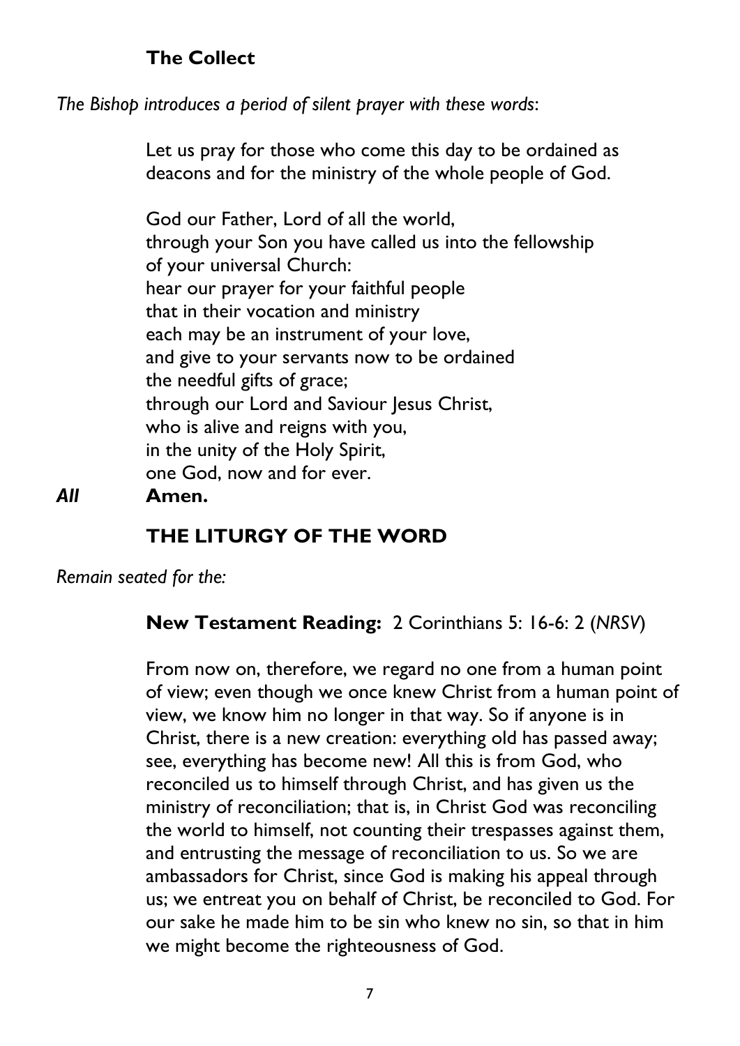## The Collect

*The Bishop introduces a period of silent prayer with these words:*

Let us pray for those who come this day to be ordained as deacons and for the ministry of the whole people of God.

God our Father, Lord of all the world,
through your Son you have called us into the fellowship
of your universal Church:
hear our prayer for your faithful people
that in their vocation and ministry
each may be an instrument of your love,
and give to your servants now to be ordained
the needful gifts of grace;
through our Lord and Saviour Jesus Christ,
who is alive and reigns with you,
in the unity of the Holy Spirit,
one God, now and for ever.

***All*** **Amen.**

# THE LITURGY OF THE WORD

*Remain seated for the:*

**New Testament Reading:** 2 Corinthians 5: 16-6: 2 (*NRSV*)

From now on, therefore, we regard no one from a human point of view; even though we once knew Christ from a human point of view, we know him no longer in that way. So if anyone is in Christ, there is a new creation: everything old has passed away; see, everything has become new! All this is from God, who reconciled us to himself through Christ, and has given us the ministry of reconciliation; that is, in Christ God was reconciling the world to himself, not counting their trespasses against them, and entrusting the message of reconciliation to us. So we are ambassadors for Christ, since God is making his appeal through us; we entreat you on behalf of Christ, be reconciled to God. For our sake he made him to be sin who knew no sin, so that in him we might become the righteousness of God.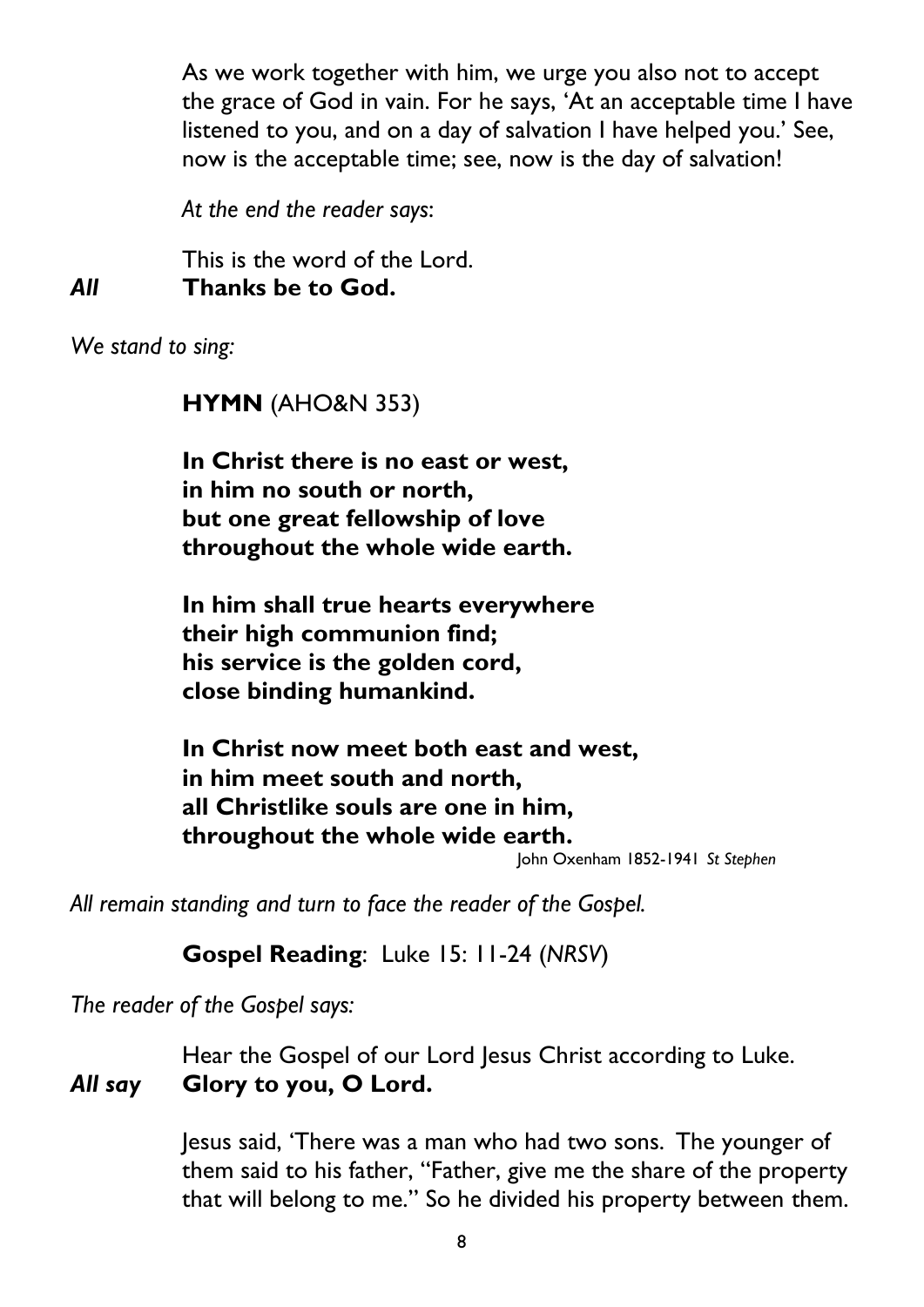As we work together with him, we urge you also not to accept the grace of God in vain. For he says, 'At an acceptable time I have listened to you, and on a day of salvation I have helped you.' See, now is the acceptable time; see, now is the day of salvation!

*At the end the reader says:*

This is the word of the Lord.

***All*** **Thanks be to God.**

*We stand to sing:*

**HYMN** (AHO&N 353)

**In Christ there is no east or west,**
**in him no south or north,**
**but one great fellowship of love**
**throughout the whole wide earth.**

**In him shall true hearts everywhere**
**their high communion find;**
**his service is the golden cord,**
**close binding humankind.**

**In Christ now meet both east and west,**
**in him meet south and north,**
**all Christlike souls are one in him,**
**throughout the whole wide earth.**

John Oxenham 1852-1941 *St Stephen*

*All remain standing and turn to face the reader of the Gospel.*

**Gospel Reading**: Luke 15: 11-24 (*NRSV*)

*The reader of the Gospel says:*

Hear the Gospel of our Lord Jesus Christ according to Luke.

***All say*** **Glory to you, O Lord.**

Jesus said, 'There was a man who had two sons. The younger of them said to his father, "Father, give me the share of the property that will belong to me." So he divided his property between them.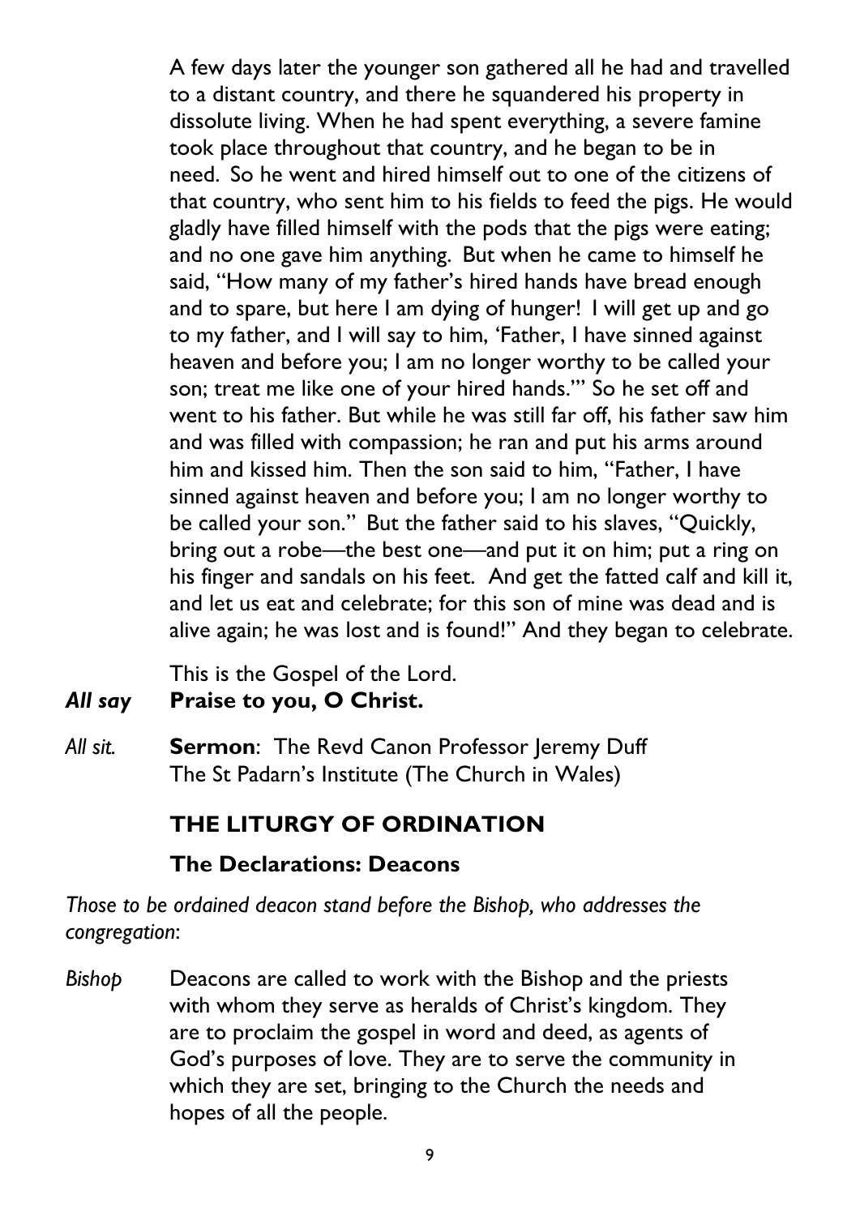A few days later the younger son gathered all he had and travelled to a distant country, and there he squandered his property in dissolute living. When he had spent everything, a severe famine took place throughout that country, and he began to be in need. So he went and hired himself out to one of the citizens of that country, who sent him to his fields to feed the pigs. He would gladly have filled himself with the pods that the pigs were eating; and no one gave him anything. But when he came to himself he said, "How many of my father's hired hands have bread enough and to spare, but here I am dying of hunger! I will get up and go to my father, and I will say to him, 'Father, I have sinned against heaven and before you; I am no longer worthy to be called your son; treat me like one of your hired hands.'" So he set off and went to his father. But while he was still far off, his father saw him and was filled with compassion; he ran and put his arms around him and kissed him. Then the son said to him, "Father, I have sinned against heaven and before you; I am no longer worthy to be called your son." But the father said to his slaves, "Quickly, bring out a robe—the best one—and put it on him; put a ring on his finger and sandals on his feet. And get the fatted calf and kill it, and let us eat and celebrate; for this son of mine was dead and is alive again; he was lost and is found!" And they began to celebrate.

This is the Gospel of the Lord.

***All say*** **Praise to you, O Christ.**

*All sit.* **Sermon**: The Revd Canon Professor Jeremy Duff
The St Padarn's Institute (The Church in Wales)

## THE LITURGY OF ORDINATION

### The Declarations: Deacons

*Those to be ordained deacon stand before the Bishop, who addresses the congregation*:

*Bishop* Deacons are called to work with the Bishop and the priests with whom they serve as heralds of Christ's kingdom. They are to proclaim the gospel in word and deed, as agents of God's purposes of love. They are to serve the community in which they are set, bringing to the Church the needs and hopes of all the people.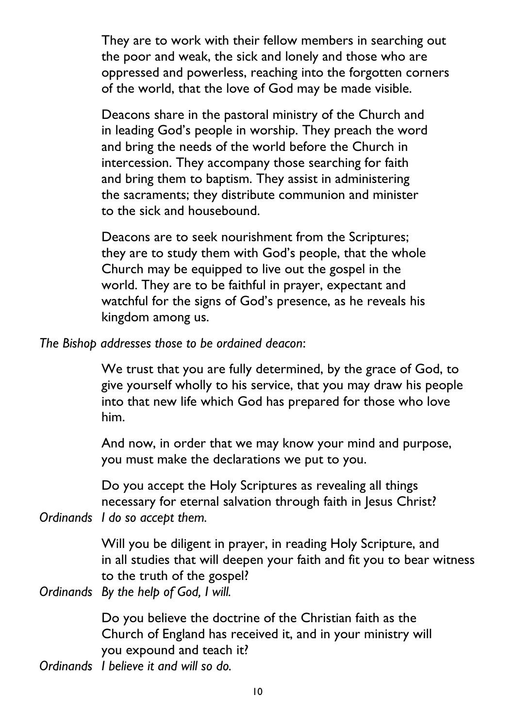They are to work with their fellow members in searching out the poor and weak, the sick and lonely and those who are oppressed and powerless, reaching into the forgotten corners of the world, that the love of God may be made visible.

Deacons share in the pastoral ministry of the Church and in leading God's people in worship. They preach the word and bring the needs of the world before the Church in intercession. They accompany those searching for faith and bring them to baptism. They assist in administering the sacraments; they distribute communion and minister to the sick and housebound.

Deacons are to seek nourishment from the Scriptures; they are to study them with God's people, that the whole Church may be equipped to live out the gospel in the world. They are to be faithful in prayer, expectant and watchful for the signs of God's presence, as he reveals his kingdom among us.

*The Bishop addresses those to be ordained deacon*:

We trust that you are fully determined, by the grace of God, to give yourself wholly to his service, that you may draw his people into that new life which God has prepared for those who love him.

And now, in order that we may know your mind and purpose, you must make the declarations we put to you.

Do you accept the Holy Scriptures as revealing all things necessary for eternal salvation through faith in Jesus Christ?

*Ordinands* *I do so accept them.*

Will you be diligent in prayer, in reading Holy Scripture, and in all studies that will deepen your faith and fit you to bear witness to the truth of the gospel?

*Ordinands* *By the help of God, I will.*

Do you believe the doctrine of the Christian faith as the Church of England has received it, and in your ministry will you expound and teach it?

*Ordinands* *I believe it and will so do.*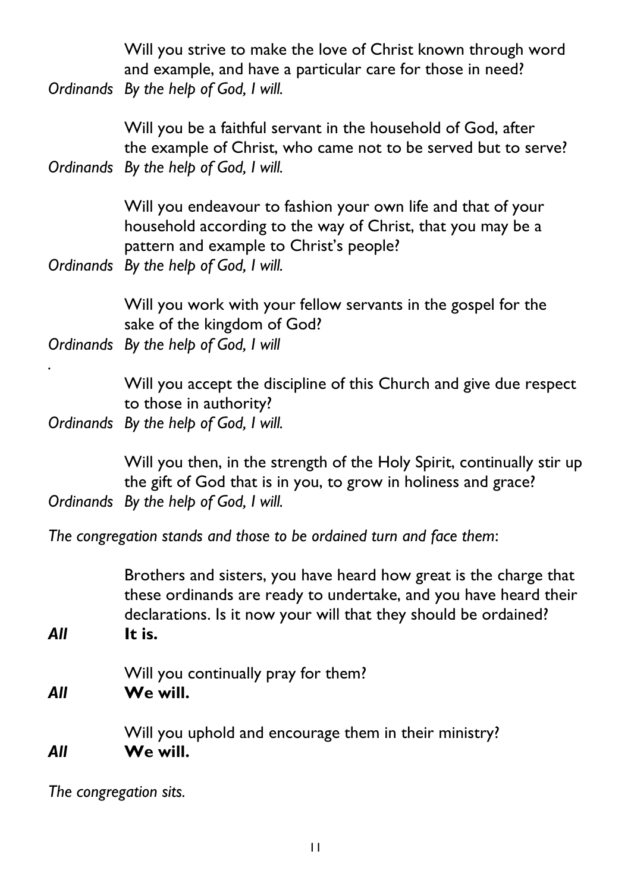Will you strive to make the love of Christ known through word and example, and have a particular care for those in need?

*Ordinands* *By the help of God, I will.*

Will you be a faithful servant in the household of God, after the example of Christ, who came not to be served but to serve?

*Ordinands* *By the help of God, I will.*

Will you endeavour to fashion your own life and that of your household according to the way of Christ, that you may be a pattern and example to Christ's people?

*Ordinands* *By the help of God, I will.*

Will you work with your fellow servants in the gospel for the sake of the kingdom of God?

*Ordinands* *By the help of God, I will*

.

Will you accept the discipline of this Church and give due respect to those in authority?

*Ordinands* *By the help of God, I will.*

Will you then, in the strength of the Holy Spirit, continually stir up the gift of God that is in you, to grow in holiness and grace?

*Ordinands* *By the help of God, I will.*

*The congregation stands and those to be ordained turn and face them*:

Brothers and sisters, you have heard how great is the charge that these ordinands are ready to undertake, and you have heard their declarations. Is it now your will that they should be ordained?

***All*** **It is.**

Will you continually pray for them?

***All*** **We will.**

Will you uphold and encourage them in their ministry?

***All*** **We will.**

*The congregation sits.*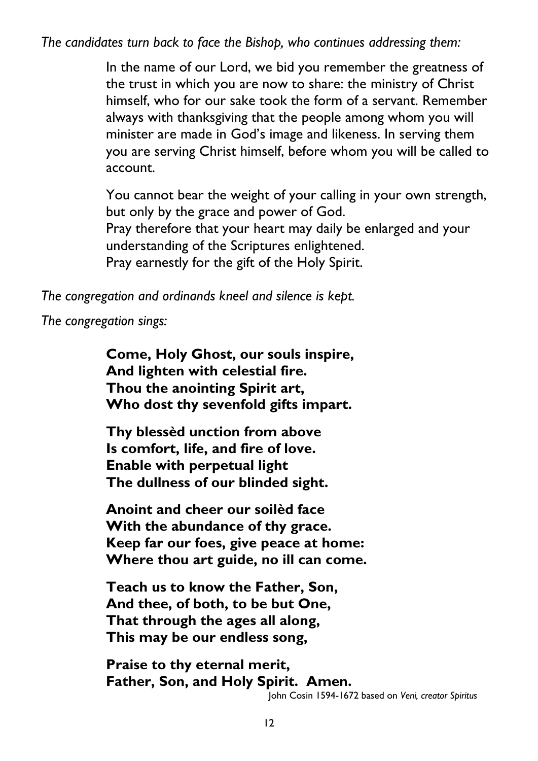*The candidates turn back to face the Bishop, who continues addressing them:*

In the name of our Lord, we bid you remember the greatness of the trust in which you are now to share: the ministry of Christ himself, who for our sake took the form of a servant. Remember always with thanksgiving that the people among whom you will minister are made in God's image and likeness. In serving them you are serving Christ himself, before whom you will be called to account.

You cannot bear the weight of your calling in your own strength, but only by the grace and power of God.
Pray therefore that your heart may daily be enlarged and your understanding of the Scriptures enlightened.
Pray earnestly for the gift of the Holy Spirit.

*The congregation and ordinands kneel and silence is kept.*

*The congregation sings:*

**Come, Holy Ghost, our souls inspire,**
**And lighten with celestial fire.**
**Thou the anointing Spirit art,**
**Who dost thy sevenfold gifts impart.**

**Thy blessèd unction from above**
**Is comfort, life, and fire of love.**
**Enable with perpetual light**
**The dullness of our blinded sight.**

**Anoint and cheer our soilèd face**
**With the abundance of thy grace.**
**Keep far our foes, give peace at home:**
**Where thou art guide, no ill can come.**

**Teach us to know the Father, Son,**
**And thee, of both, to be but One,**
**That through the ages all along,**
**This may be our endless song,**

**Praise to thy eternal merit,**
**Father, Son, and Holy Spirit. Amen.**

John Cosin 1594-1672 based on *Veni, creator Spiritus*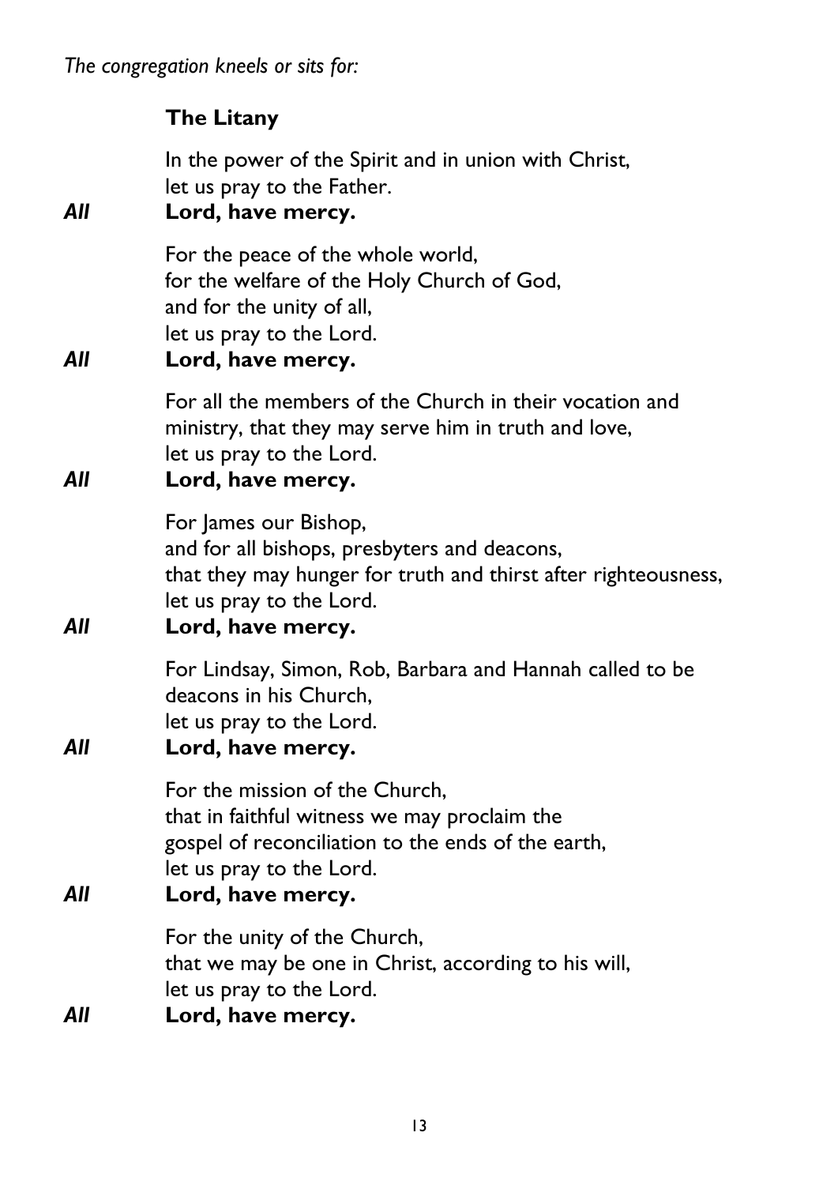*The congregation kneels or sits for:*

## The Litany

In the power of the Spirit and in union with Christ,
let us pray to the Father.

***All*** **Lord, have mercy.**

For the peace of the whole world,
for the welfare of the Holy Church of God,
and for the unity of all,
let us pray to the Lord.

***All*** **Lord, have mercy.**

For all the members of the Church in their vocation and ministry, that they may serve him in truth and love,
let us pray to the Lord.

***All*** **Lord, have mercy.**

For James our Bishop,
and for all bishops, presbyters and deacons,
that they may hunger for truth and thirst after righteousness,
let us pray to the Lord.

***All*** **Lord, have mercy.**

For Lindsay, Simon, Rob, Barbara and Hannah called to be deacons in his Church,
let us pray to the Lord.

***All*** **Lord, have mercy.**

For the mission of the Church,
that in faithful witness we may proclaim the
gospel of reconciliation to the ends of the earth,
let us pray to the Lord.

***All*** **Lord, have mercy.**

For the unity of the Church,
that we may be one in Christ, according to his will,
let us pray to the Lord.

***All*** **Lord, have mercy.**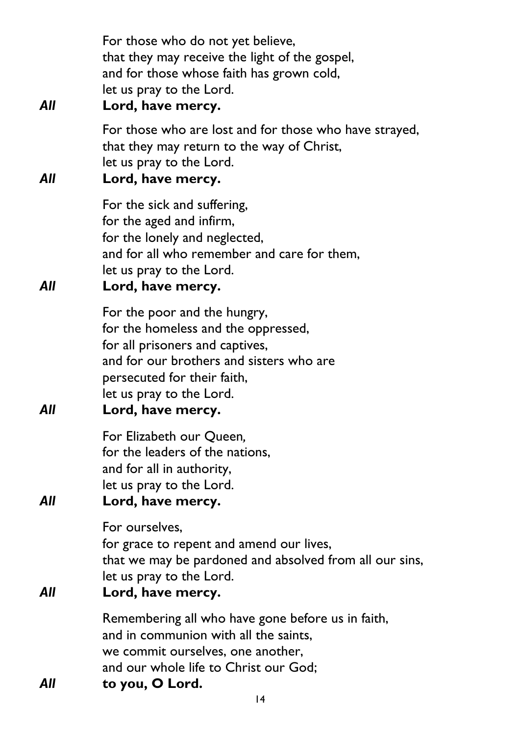For those who do not yet believe,
that they may receive the light of the gospel,
and for those whose faith has grown cold,
let us pray to the Lord.

***All*** **Lord, have mercy.**

For those who are lost and for those who have strayed,
that they may return to the way of Christ,
let us pray to the Lord.

***All*** **Lord, have mercy.**

For the sick and suffering,
for the aged and infirm,
for the lonely and neglected,
and for all who remember and care for them,
let us pray to the Lord.

***All*** **Lord, have mercy.**

For the poor and the hungry,
for the homeless and the oppressed,
for all prisoners and captives,
and for our brothers and sisters who are
persecuted for their faith,
let us pray to the Lord.

***All*** **Lord, have mercy.**

For Elizabeth our Queen,
for the leaders of the nations,
and for all in authority,
let us pray to the Lord.

***All*** **Lord, have mercy.**

For ourselves,
for grace to repent and amend our lives,
that we may be pardoned and absolved from all our sins,
let us pray to the Lord.

***All*** **Lord, have mercy.**

Remembering all who have gone before us in faith,
and in communion with all the saints,
we commit ourselves, one another,
and our whole life to Christ our God;

***All*** **to you, O Lord.**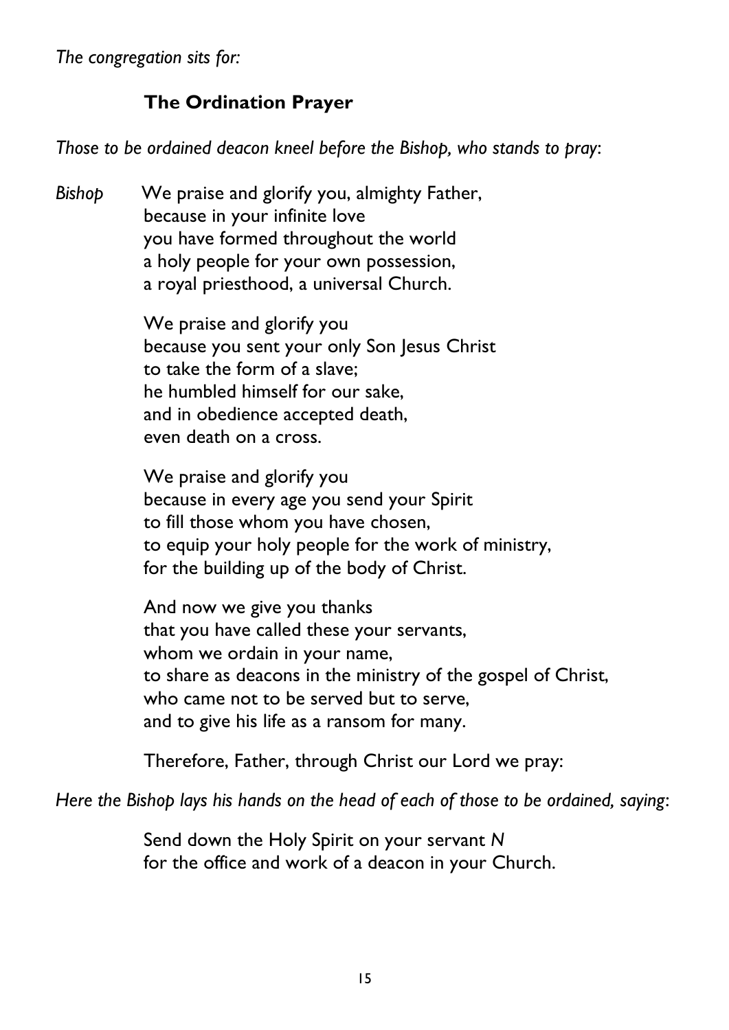*The congregation sits for:*

## The Ordination Prayer

*Those to be ordained deacon kneel before the Bishop, who stands to pray*:

*Bishop* We praise and glorify you, almighty Father,
because in your infinite love
you have formed throughout the world
a holy people for your own possession,
a royal priesthood, a universal Church.

We praise and glorify you
because you sent your only Son Jesus Christ
to take the form of a slave;
he humbled himself for our sake,
and in obedience accepted death,
even death on a cross.

We praise and glorify you
because in every age you send your Spirit
to fill those whom you have chosen,
to equip your holy people for the work of ministry,
for the building up of the body of Christ.

And now we give you thanks
that you have called these your servants,
whom we ordain in your name,
to share as deacons in the ministry of the gospel of Christ,
who came not to be served but to serve,
and to give his life as a ransom for many.

Therefore, Father, through Christ our Lord we pray:

*Here the Bishop lays his hands on the head of each of those to be ordained, saying*:

Send down the Holy Spirit on your servant *N*
for the office and work of a deacon in your Church.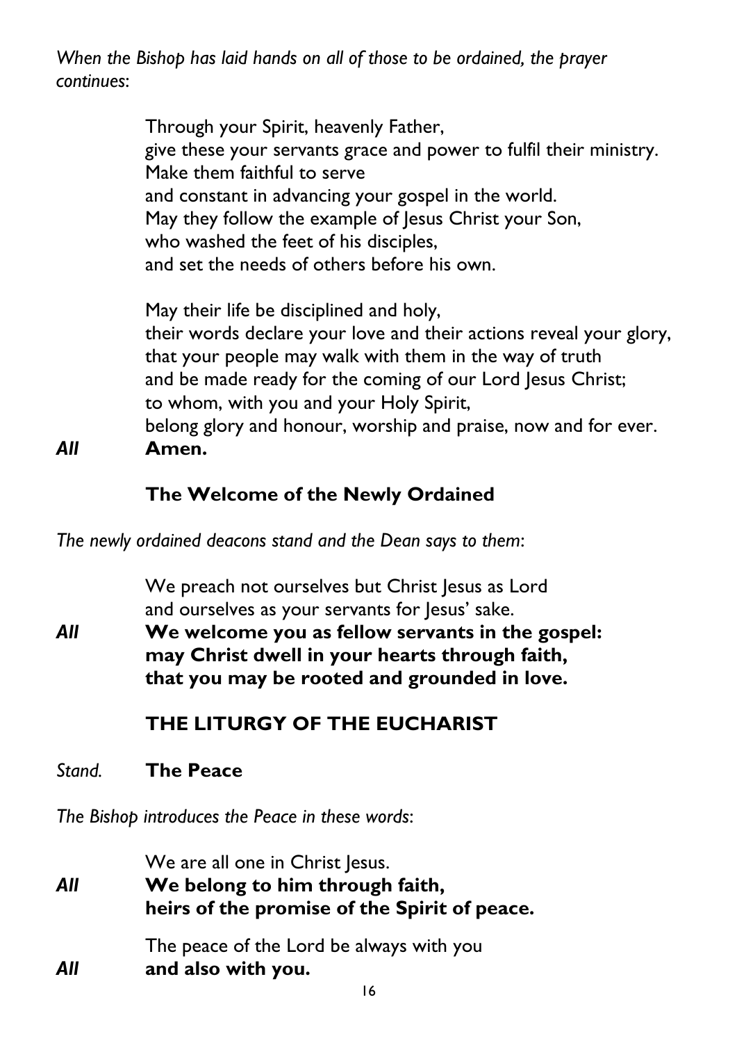*When the Bishop has laid hands on all of those to be ordained, the prayer continues*:

Through your Spirit, heavenly Father,
give these your servants grace and power to fulfil their ministry.
Make them faithful to serve
and constant in advancing your gospel in the world.
May they follow the example of Jesus Christ your Son,
who washed the feet of his disciples,
and set the needs of others before his own.

May their life be disciplined and holy,
their words declare your love and their actions reveal your glory,
that your people may walk with them in the way of truth
and be made ready for the coming of our Lord Jesus Christ;
to whom, with you and your Holy Spirit,
belong glory and honour, worship and praise, now and for ever.

***All*** **Amen.**

## The Welcome of the Newly Ordained

*The newly ordained deacons stand and the Dean says to them*:

We preach not ourselves but Christ Jesus as Lord
and ourselves as your servants for Jesus' sake.

***All*** **We welcome you as fellow servants in the gospel:
may Christ dwell in your hearts through faith,
that you may be rooted and grounded in love.**

## THE LITURGY OF THE EUCHARIST

*Stand.* **The Peace**

*The Bishop introduces the Peace in these words*:

We are all one in Christ Jesus.

***All*** **We belong to him through faith,
heirs of the promise of the Spirit of peace.**

The peace of the Lord be always with you

***All*** **and also with you.**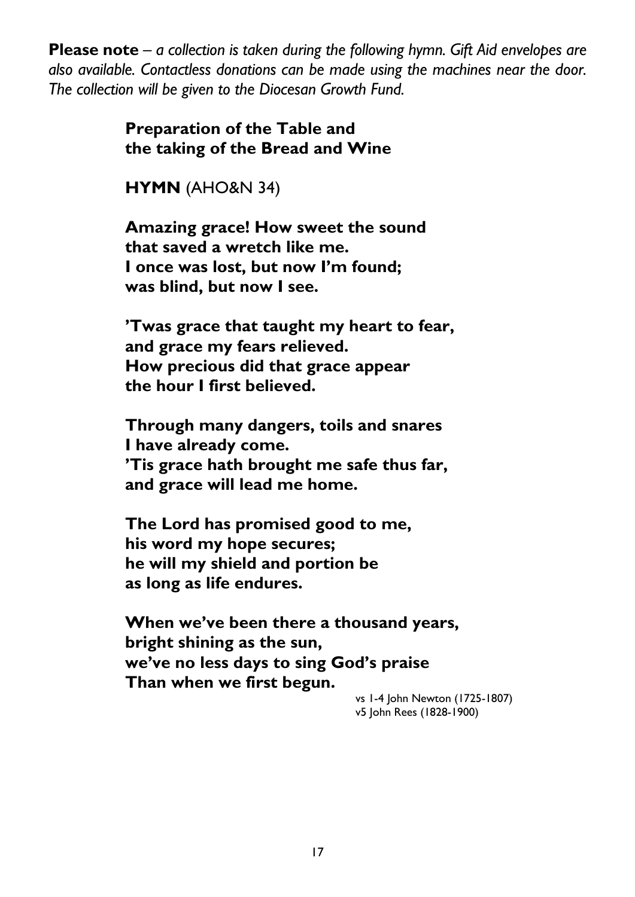**Please note** – *a collection is taken during the following hymn. Gift Aid envelopes are also available. Contactless donations can be made using the machines near the door. The collection will be given to the Diocesan Growth Fund.*

**Preparation of the Table and the taking of the Bread and Wine**

**HYMN** (AHO&N 34)

**Amazing grace! How sweet the sound**
**that saved a wretch like me.**
**I once was lost, but now I'm found;**
**was blind, but now I see.**

**'Twas grace that taught my heart to fear,**
**and grace my fears relieved.**
**How precious did that grace appear**
**the hour I first believed.**

**Through many dangers, toils and snares**
**I have already come.**
**'Tis grace hath brought me safe thus far,**
**and grace will lead me home.**

**The Lord has promised good to me,**
**his word my hope secures;**
**he will my shield and portion be**
**as long as life endures.**

**When we've been there a thousand years,**
**bright shining as the sun,**
**we've no less days to sing God's praise**
**Than when we first begun.**

vs 1-4 John Newton (1725-1807)
v5 John Rees (1828-1900)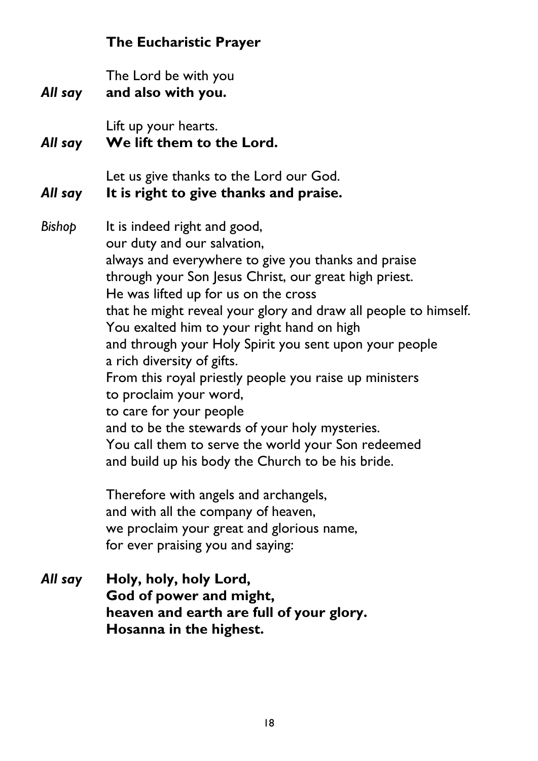## The Eucharistic Prayer

The Lord be with you
*All say* **and also with you.**

Lift up your hearts.
*All say* **We lift them to the Lord.**

Let us give thanks to the Lord our God.
*All say* **It is right to give thanks and praise.**

*Bishop* It is indeed right and good,
our duty and our salvation,
always and everywhere to give you thanks and praise
through your Son Jesus Christ, our great high priest.
He was lifted up for us on the cross
that he might reveal your glory and draw all people to himself.
You exalted him to your right hand on high
and through your Holy Spirit you sent upon your people
a rich diversity of gifts.
From this royal priestly people you raise up ministers
to proclaim your word,
to care for your people
and to be the stewards of your holy mysteries.
You call them to serve the world your Son redeemed
and build up his body the Church to be his bride.

Therefore with angels and archangels,
and with all the company of heaven,
we proclaim your great and glorious name,
for ever praising you and saying:

*All say* **Holy, holy, holy Lord,**
**God of power and might,**
**heaven and earth are full of your glory.**
**Hosanna in the highest.**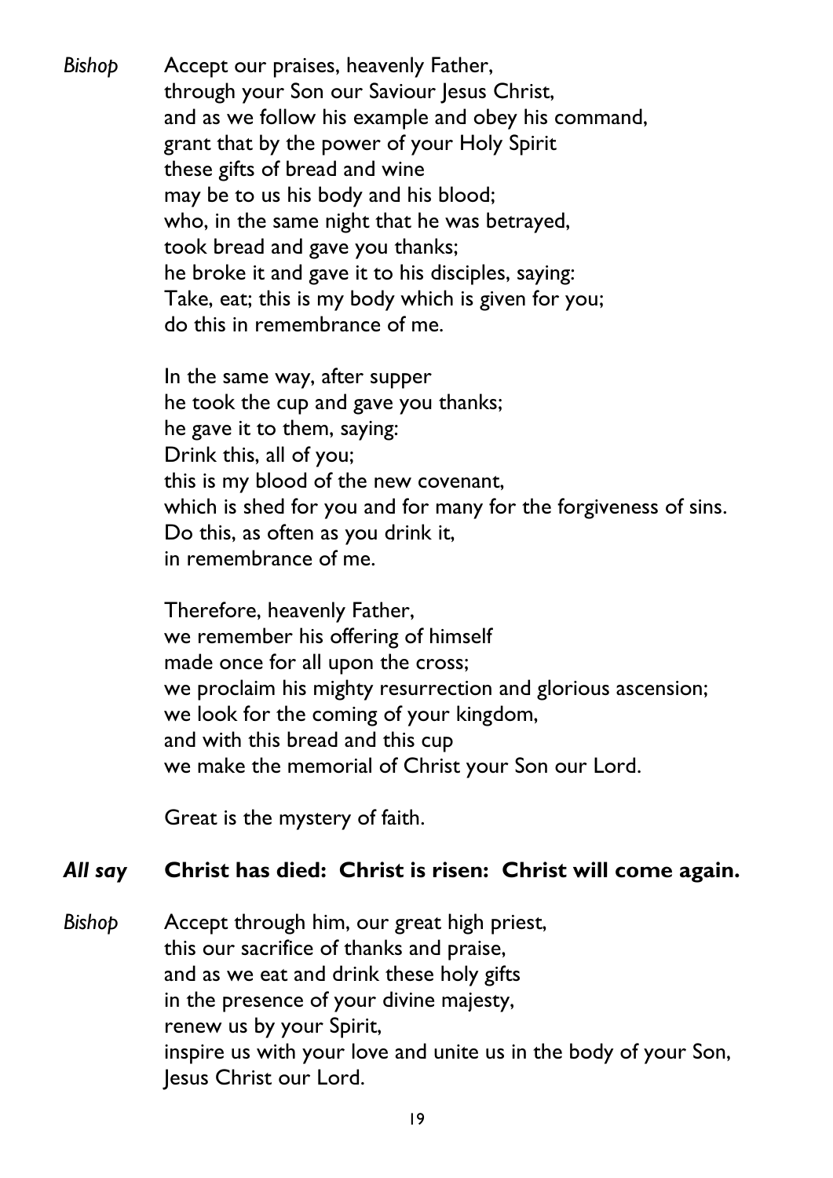*Bishop* Accept our praises, heavenly Father,
through your Son our Saviour Jesus Christ,
and as we follow his example and obey his command,
grant that by the power of your Holy Spirit
these gifts of bread and wine
may be to us his body and his blood;
who, in the same night that he was betrayed,
took bread and gave you thanks;
he broke it and gave it to his disciples, saying:
Take, eat; this is my body which is given for you;
do this in remembrance of me.

In the same way, after supper
he took the cup and gave you thanks;
he gave it to them, saying:
Drink this, all of you;
this is my blood of the new covenant,
which is shed for you and for many for the forgiveness of sins.
Do this, as often as you drink it,
in remembrance of me.

Therefore, heavenly Father,
we remember his offering of himself
made once for all upon the cross;
we proclaim his mighty resurrection and glorious ascension;
we look for the coming of your kingdom,
and with this bread and this cup
we make the memorial of Christ your Son our Lord.

Great is the mystery of faith.

***All say*** **Christ has died: Christ is risen: Christ will come again.**

*Bishop* Accept through him, our great high priest,
this our sacrifice of thanks and praise,
and as we eat and drink these holy gifts
in the presence of your divine majesty,
renew us by your Spirit,
inspire us with your love and unite us in the body of your Son,
Jesus Christ our Lord.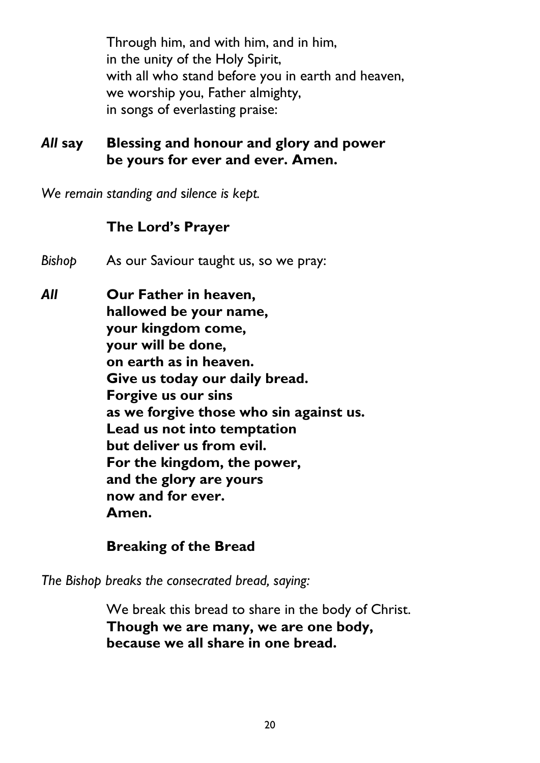Through him, and with him, and in him,
in the unity of the Holy Spirit,
with all who stand before you in earth and heaven,
we worship you, Father almighty,
in songs of everlasting praise:

***All* say** **Blessing and honour and glory and power be yours for ever and ever. Amen.**

*We remain standing and silence is kept.*

### The Lord's Prayer

*Bishop* As our Saviour taught us, so we pray:

***All*** **Our Father in heaven,
hallowed be your name,
your kingdom come,
your will be done,
on earth as in heaven.
Give us today our daily bread.
Forgive us our sins
as we forgive those who sin against us.
Lead us not into temptation
but deliver us from evil.
For the kingdom, the power,
and the glory are yours
now and for ever.
Amen.**

### Breaking of the Bread

*The Bishop breaks the consecrated bread, saying:*

We break this bread to share in the body of Christ.
**Though we are many, we are one body,
because we all share in one bread.**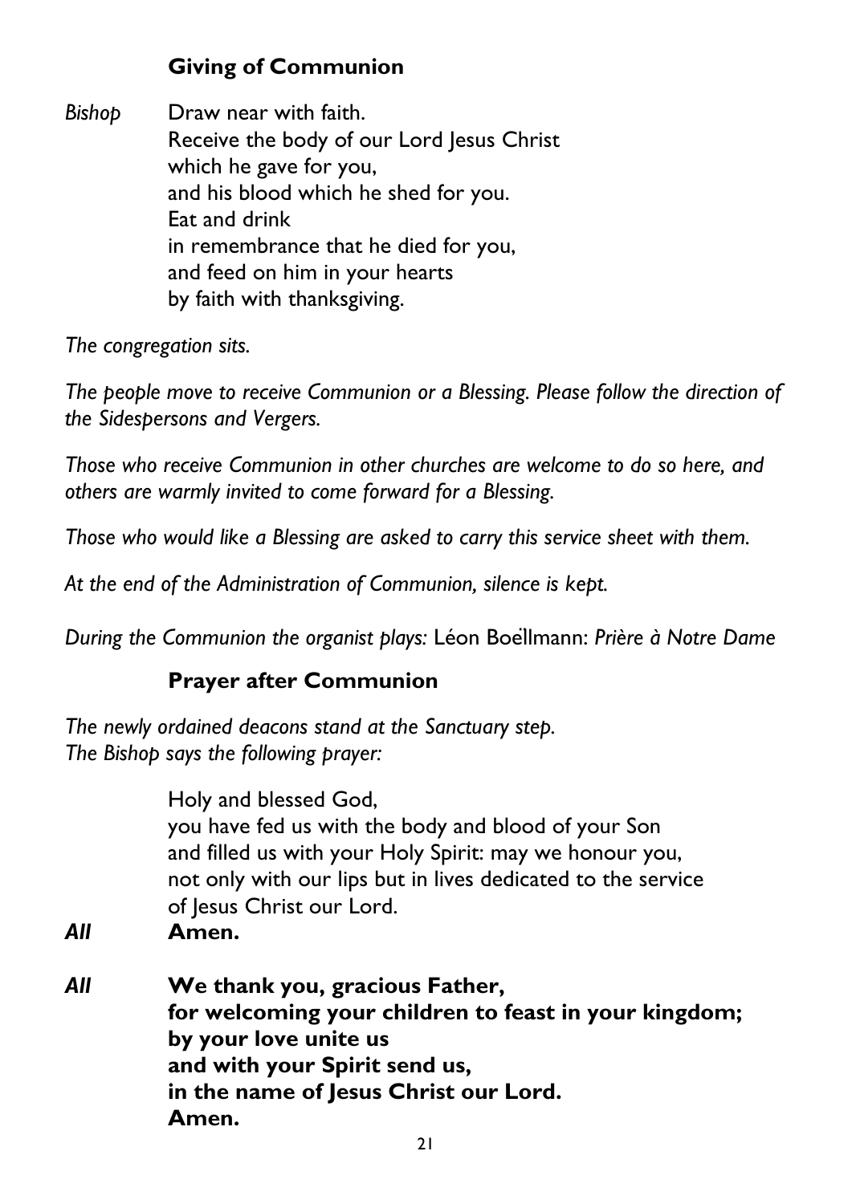## Giving of Communion

*Bishop* Draw near with faith.
Receive the body of our Lord Jesus Christ
which he gave for you,
and his blood which he shed for you.
Eat and drink
in remembrance that he died for you,
and feed on him in your hearts
by faith with thanksgiving.

*The congregation sits.*

*The people move to receive Communion or a Blessing. Please follow the direction of the Sidespersons and Vergers.*

*Those who receive Communion in other churches are welcome to do so here, and others are warmly invited to come forward for a Blessing.*

*Those who would like a Blessing are asked to carry this service sheet with them.*

*At the end of the Administration of Communion, silence is kept.*

*During the Communion the organist plays:* Léon Boëllmann: *Prière à Notre Dame*

## Prayer after Communion

*The newly ordained deacons stand at the Sanctuary step.*
*The Bishop says the following prayer:*

Holy and blessed God,
you have fed us with the body and blood of your Son
and filled us with your Holy Spirit: may we honour you,
not only with our lips but in lives dedicated to the service
of Jesus Christ our Lord.

***All*** **Amen.**

***All*** **We thank you, gracious Father,**
**for welcoming your children to feast in your kingdom;**
**by your love unite us**
**and with your Spirit send us,**
**in the name of Jesus Christ our Lord.**
**Amen.**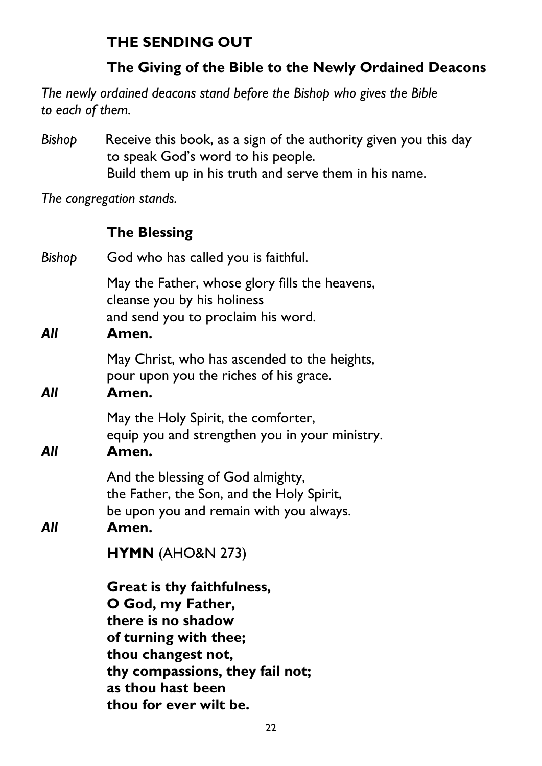## THE SENDING OUT

### The Giving of the Bible to the Newly Ordained Deacons

*The newly ordained deacons stand before the Bishop who gives the Bible to each of them.*

*Bishop* Receive this book, as a sign of the authority given you this day
to speak God's word to his people.
Build them up in his truth and serve them in his name.

*The congregation stands.*

### The Blessing

*Bishop* God who has called you is faithful.

May the Father, whose glory fills the heavens,
cleanse you by his holiness
and send you to proclaim his word.

***All*** **Amen.**

May Christ, who has ascended to the heights,
pour upon you the riches of his grace.

***All*** **Amen.**

May the Holy Spirit, the comforter,
equip you and strengthen you in your ministry.

***All*** **Amen.**

And the blessing of God almighty,
the Father, the Son, and the Holy Spirit,
be upon you and remain with you always.

***All*** **Amen.**

**HYMN** (AHO&N 273)

**Great is thy faithfulness,**
**O God, my Father,**
**there is no shadow**
**of turning with thee;**
**thou changest not,**
**thy compassions, they fail not;**
**as thou hast been**
**thou for ever wilt be.**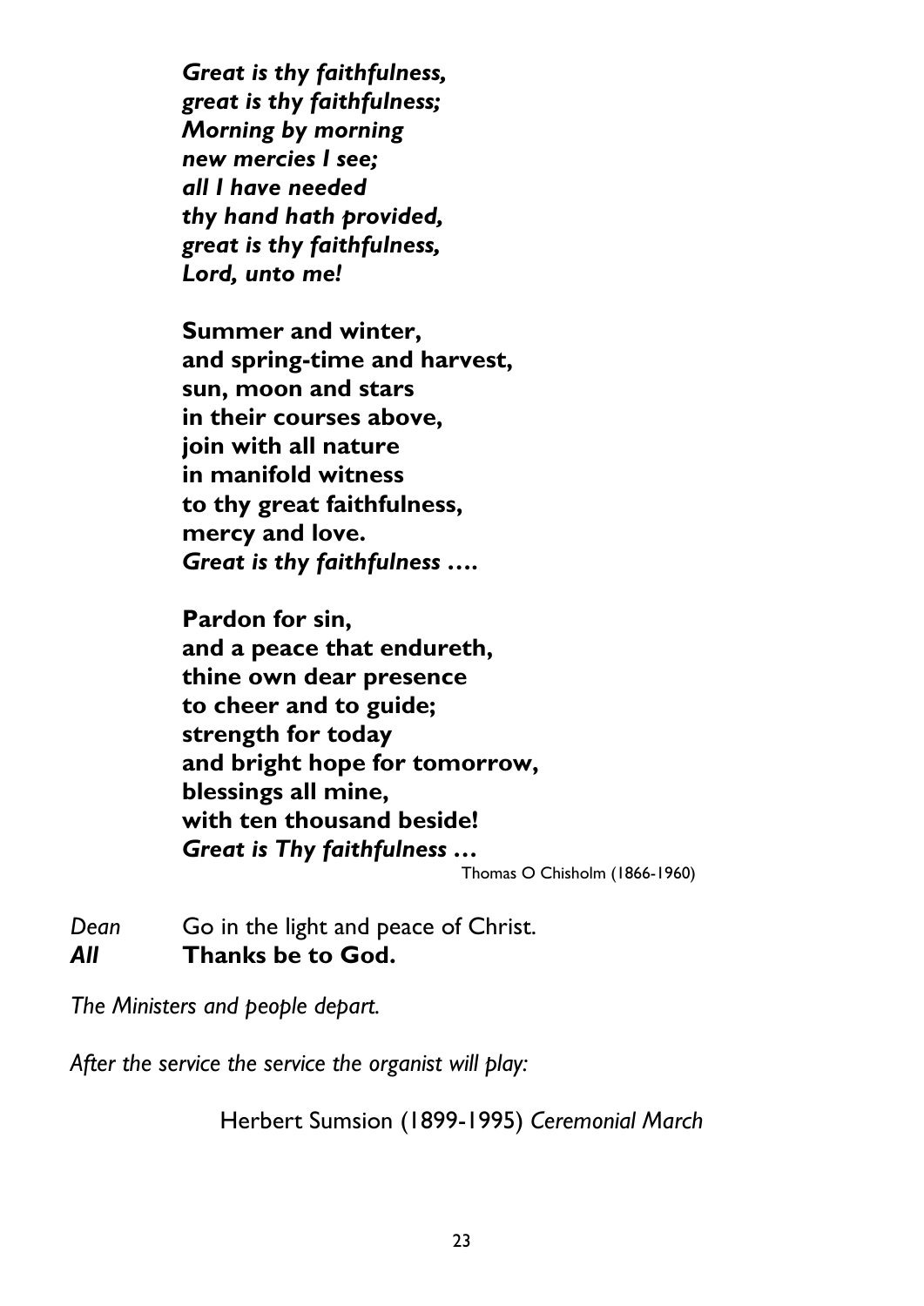***Great is thy faithfulness,***
***great is thy faithfulness;***
***Morning by morning***
***new mercies I see;***
***all I have needed***
***thy hand hath provided,***
***great is thy faithfulness,***
***Lord, unto me!***

**Summer and winter,**
**and spring-time and harvest,**
**sun, moon and stars**
**in their courses above,**
**join with all nature**
**in manifold witness**
**to thy great faithfulness,**
**mercy and love.**
***Great is thy faithfulness ….***

**Pardon for sin,**
**and a peace that endureth,**
**thine own dear presence**
**to cheer and to guide;**
**strength for today**
**and bright hope for tomorrow,**
**blessings all mine,**
**with ten thousand beside!**
***Great is Thy faithfulness …***

Thomas O Chisholm (1866-1960)

*Dean* Go in the light and peace of Christ.
***All*** **Thanks be to God.**

*The Ministers and people depart.*

*After the service the service the organist will play:*

Herbert Sumsion (1899-1995) *Ceremonial March*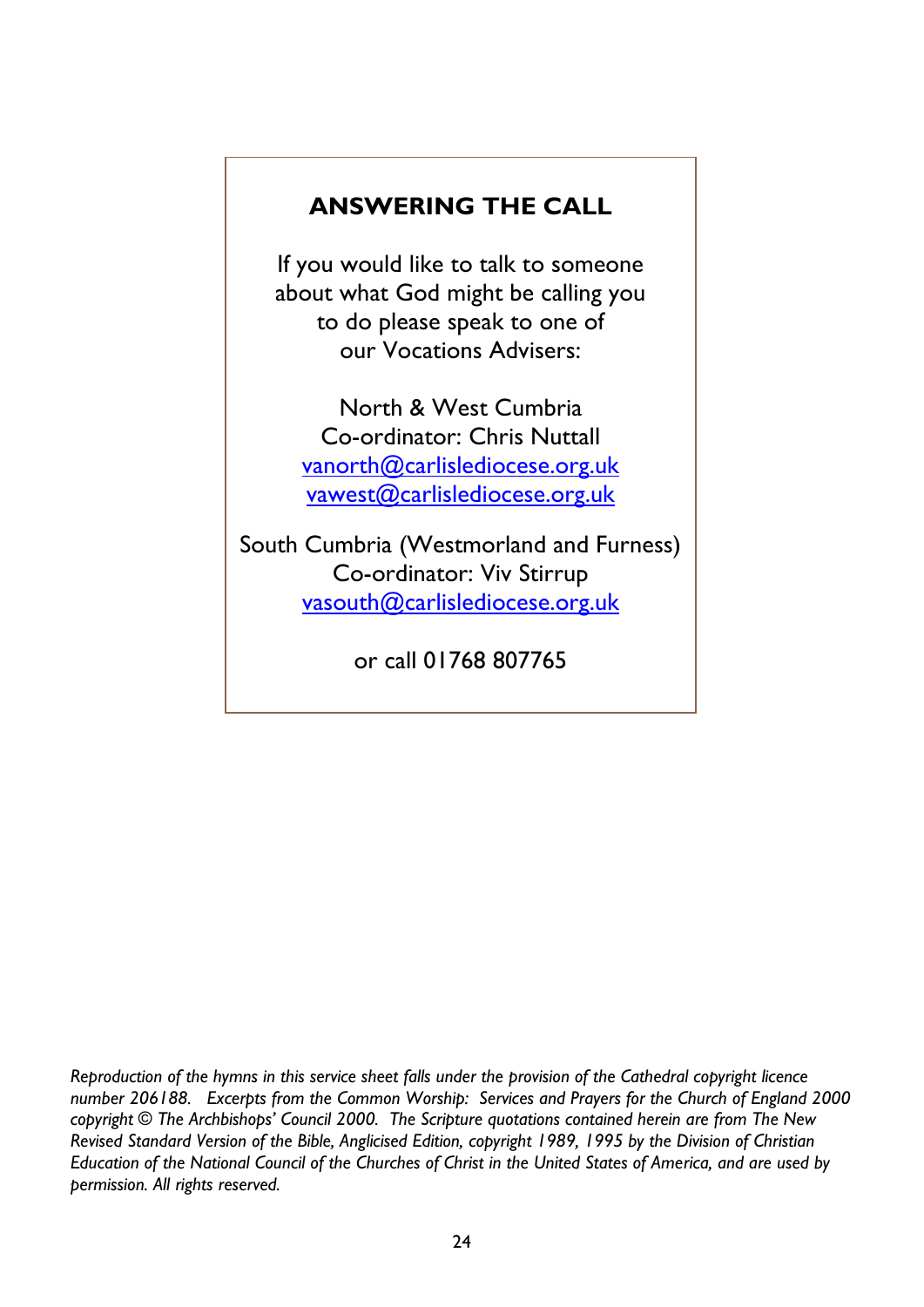## ANSWERING THE CALL

If you would like to talk to someone about what God might be calling you to do please speak to one of our Vocations Advisers:

North & West Cumbria
Co-ordinator: Chris Nuttall
vanorth@carlislediocese.org.uk
vawest@carlislediocese.org.uk

South Cumbria (Westmorland and Furness)
Co-ordinator: Viv Stirrup
vasouth@carlislediocese.org.uk

or call 01768 807765

*Reproduction of the hymns in this service sheet falls under the provision of the Cathedral copyright licence number 206188. Excerpts from the Common Worship: Services and Prayers for the Church of England 2000 copyright © The Archbishops' Council 2000. The Scripture quotations contained herein are from The New Revised Standard Version of the Bible, Anglicised Edition, copyright 1989, 1995 by the Division of Christian Education of the National Council of the Churches of Christ in the United States of America, and are used by permission. All rights reserved.*